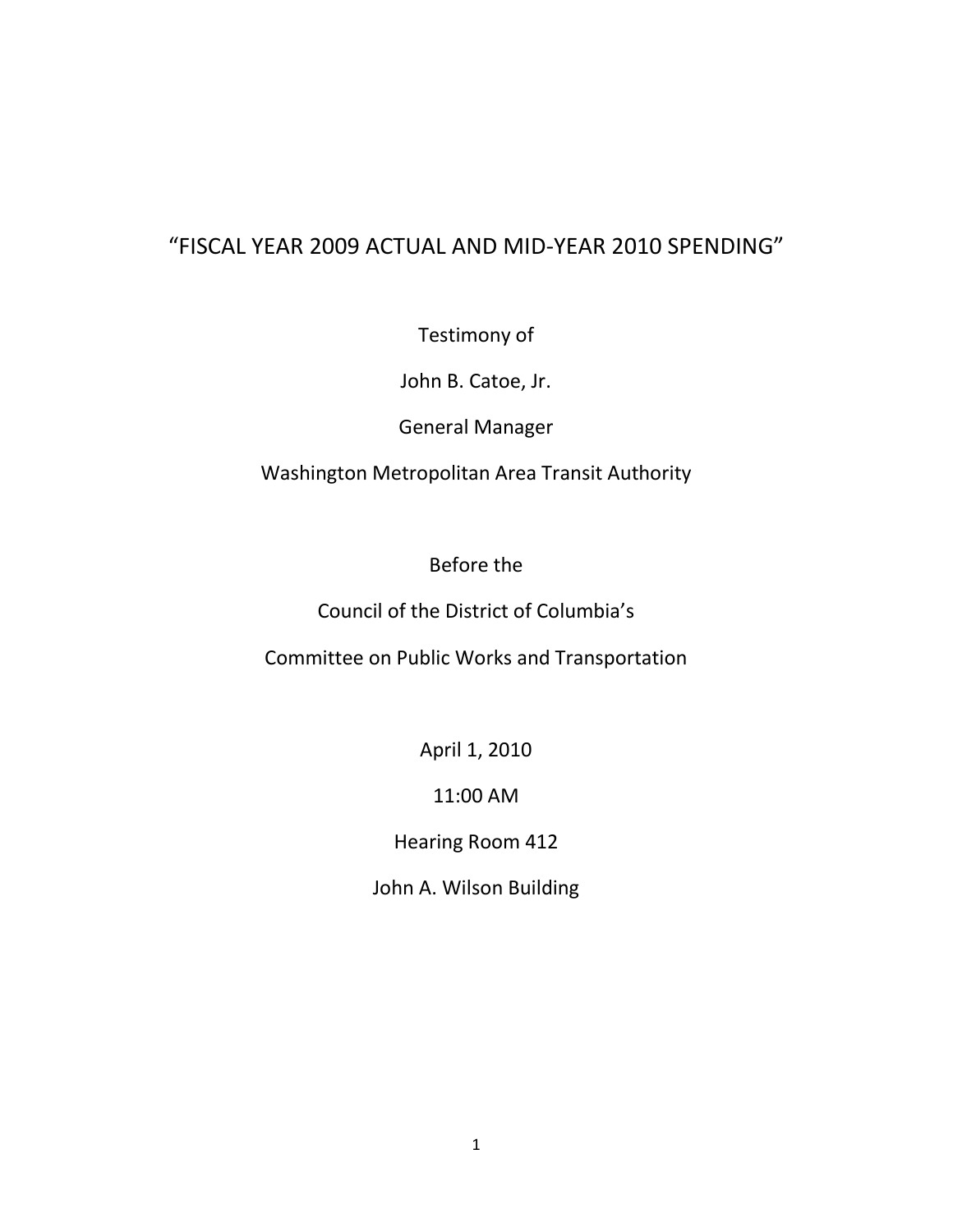# "FISCAL YEAR 2009 ACTUAL AND MID-YEAR 2010 SPENDING"

Testimony of

John B. Catoe, Jr.

General Manager

Washington Metropolitan Area Transit Authority

Before the

Council of the District of Columbia's

Committee on Public Works and Transportation

April 1, 2010

11:00 AM

Hearing Room 412

John A. Wilson Building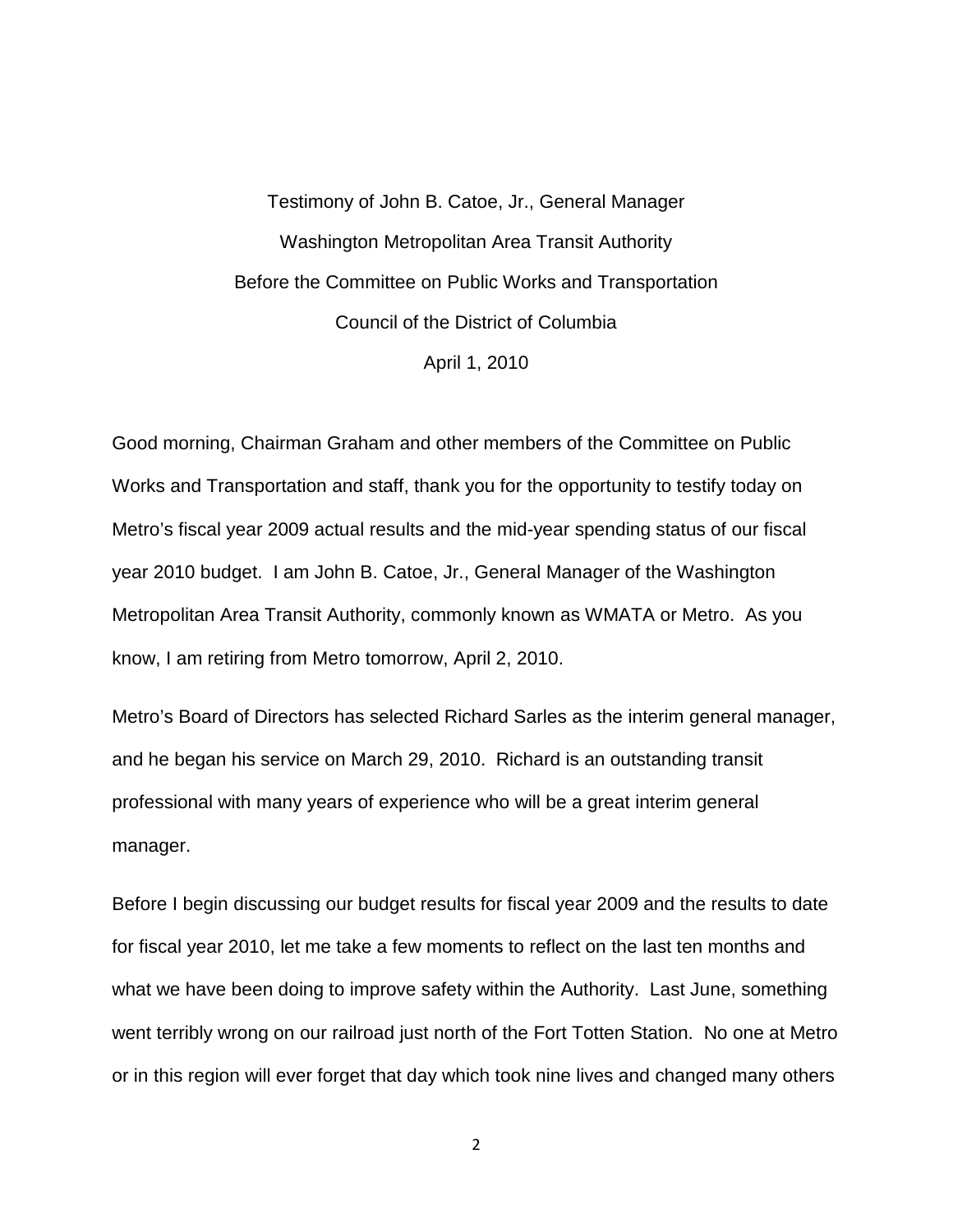Testimony of John B. Catoe, Jr., General Manager

Washington Metropolitan Area Transit Authority

Before the Committee on Public Works and Transportation

Council of the District of Columbia

April 1, 2010

Good morning, Chairman Graham and other members of the Committee on Public Works and Transportation and staff, thank you for the opportunity to testify today on Metro's fiscal year 2009 actual results and the mid-year spending status of our fiscal year 2010 budget. I am John B. Catoe, Jr., General Manager of the Washington Metropolitan Area Transit Authority, commonly known as WMATA or Metro. As you know, I am retiring from Metro tomorrow, April 2, 2010.

Metro's Board of Directors has selected Richard Sarles as the interim general manager, and he began his service on March 29, 2010. Richard is an outstanding transit professional with many years of experience who will be a great interim general manager.

Before I begin discussing our budget results for fiscal year 2009 and the results to date for fiscal year 2010, let me take a few moments to reflect on the last ten months and what we have been doing to improve safety within the Authority. Last June, something went terribly wrong on our railroad just north of the Fort Totten Station. No one at Metro or in this region will ever forget that day which took nine lives and changed many others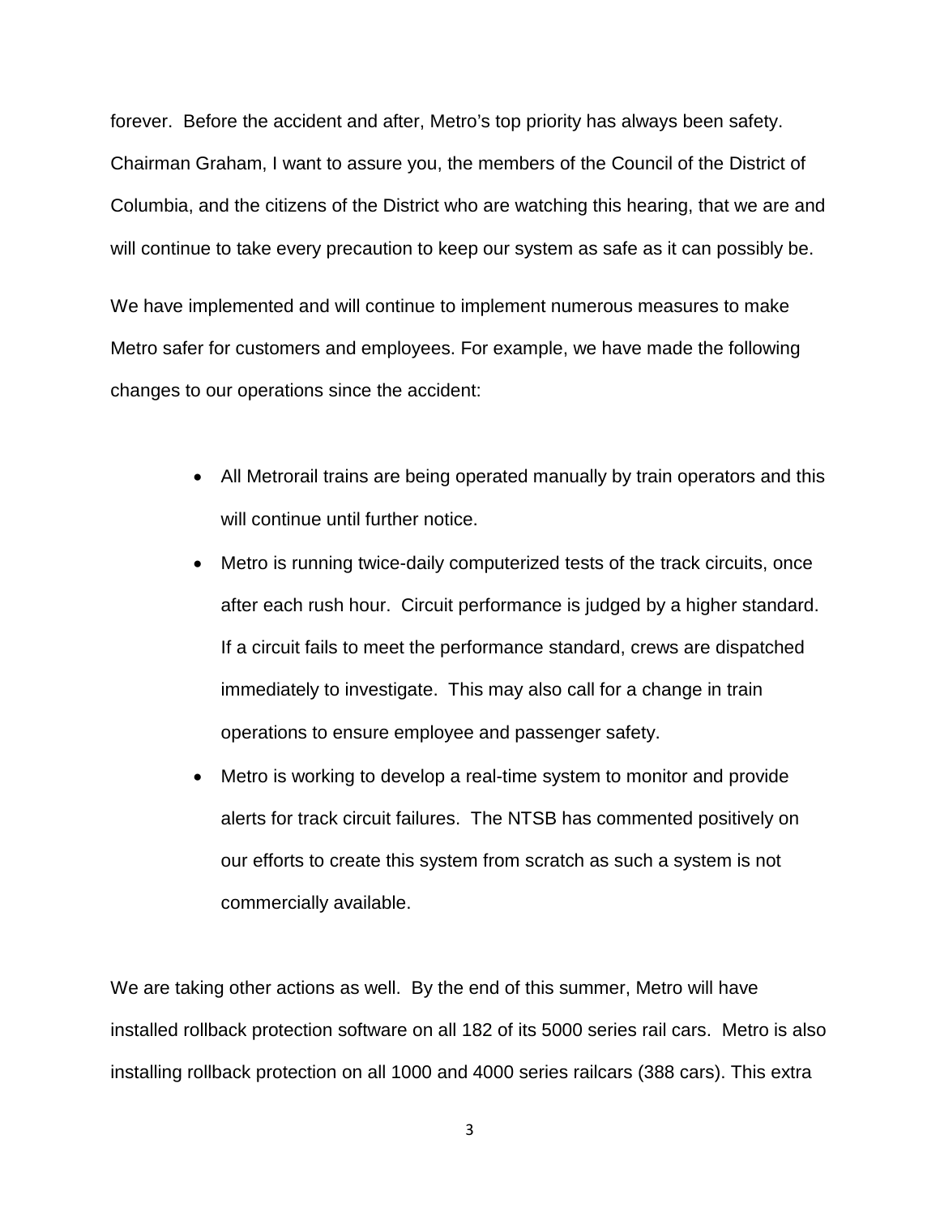forever. Before the accident and after, Metro's top priority has always been safety. Chairman Graham, I want to assure you, the members of the Council of the District of Columbia, and the citizens of the District who are watching this hearing, that we are and will continue to take every precaution to keep our system as safe as it can possibly be.

We have implemented and will continue to implement numerous measures to make Metro safer for customers and employees. For example, we have made the following changes to our operations since the accident:

- All Metrorail trains are being operated manually by train operators and this will continue until further notice.
- Metro is running twice-daily computerized tests of the track circuits, once after each rush hour. Circuit performance is judged by a higher standard. If a circuit fails to meet the performance standard, crews are dispatched immediately to investigate. This may also call for a change in train operations to ensure employee and passenger safety.
- Metro is working to develop a real-time system to monitor and provide alerts for track circuit failures. The NTSB has commented positively on our efforts to create this system from scratch as such a system is not commercially available.

We are taking other actions as well. By the end of this summer, Metro will have installed rollback protection software on all 182 of its 5000 series rail cars. Metro is also installing rollback protection on all 1000 and 4000 series railcars (388 cars). This extra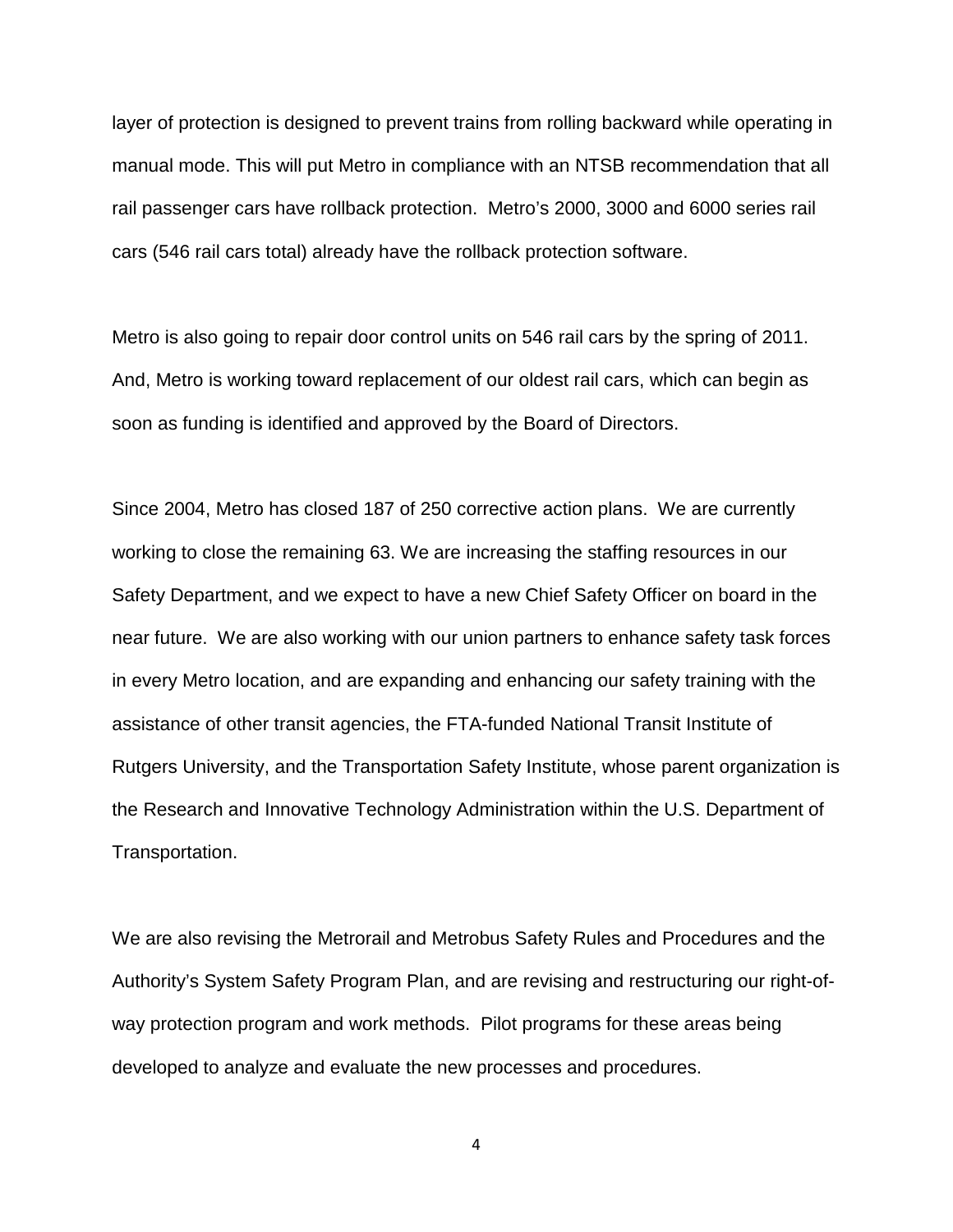layer of protection is designed to prevent trains from rolling backward while operating in manual mode. This will put Metro in compliance with an NTSB recommendation that all rail passenger cars have rollback protection. Metro's 2000, 3000 and 6000 series rail cars (546 rail cars total) already have the rollback protection software.

Metro is also going to repair door control units on 546 rail cars by the spring of 2011. And, Metro is working toward replacement of our oldest rail cars, which can begin as soon as funding is identified and approved by the Board of Directors.

Since 2004, Metro has closed 187 of 250 corrective action plans. We are currently working to close the remaining 63. We are increasing the staffing resources in our Safety Department, and we expect to have a new Chief Safety Officer on board in the near future. We are also working with our union partners to enhance safety task forces in every Metro location, and are expanding and enhancing our safety training with the assistance of other transit agencies, the FTA-funded National Transit Institute of Rutgers University, and the Transportation Safety Institute, whose parent organization is the Research and Innovative Technology Administration within the U.S. Department of Transportation.

We are also revising the Metrorail and Metrobus Safety Rules and Procedures and the Authority's System Safety Program Plan, and are revising and restructuring our right-of-way protection program and work methods. Pilot programs for these areas being developed to analyze and evaluate the new processes and procedures.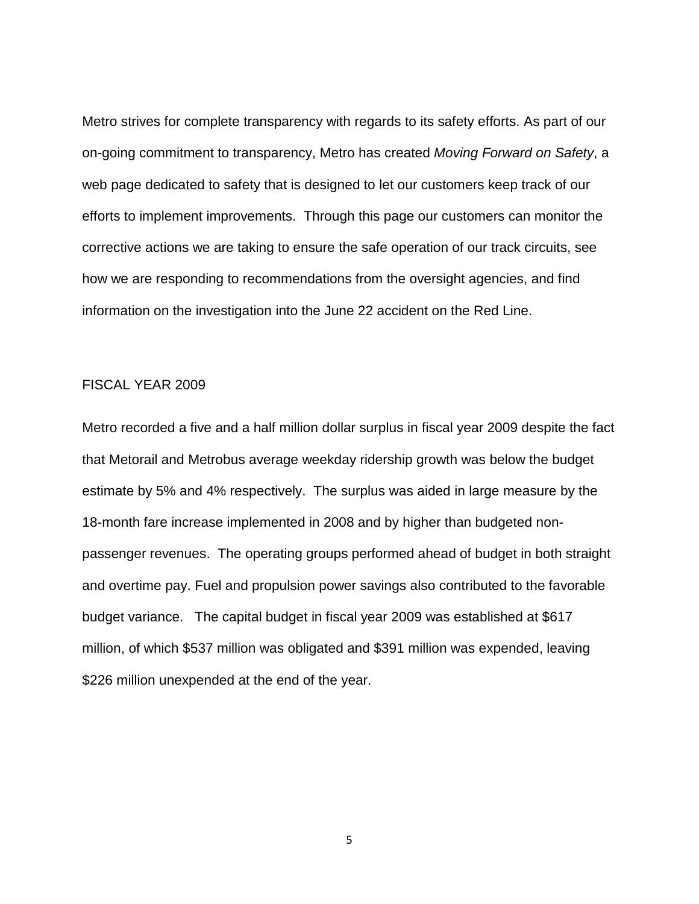Metro strives for complete transparency with regards to its safety efforts. As part of our on-going commitment to transparency, Metro has created *Moving Forward on Safety*, a web page dedicated to safety that is designed to let our customers keep track of our efforts to implement improvements. Through this page our customers can monitor the corrective actions we are taking to ensure the safe operation of our track circuits, see how we are responding to recommendations from the oversight agencies, and find information on the investigation into the June 22 accident on the Red Line.

## FISCAL YEAR 2009

Metro recorded a five and a half million dollar surplus in fiscal year 2009 despite the fact that Metorail and Metrobus average weekday ridership growth was below the budget estimate by 5% and 4% respectively. The surplus was aided in large measure by the 18-month fare increase implemented in 2008 and by higher than budgeted non-passenger revenues. The operating groups performed ahead of budget in both straight and overtime pay. Fuel and propulsion power savings also contributed to the favorable budget variance. The capital budget in fiscal year 2009 was established at $617 million, of which $537 million was obligated and $391 million was expended, leaving $226 million unexpended at the end of the year.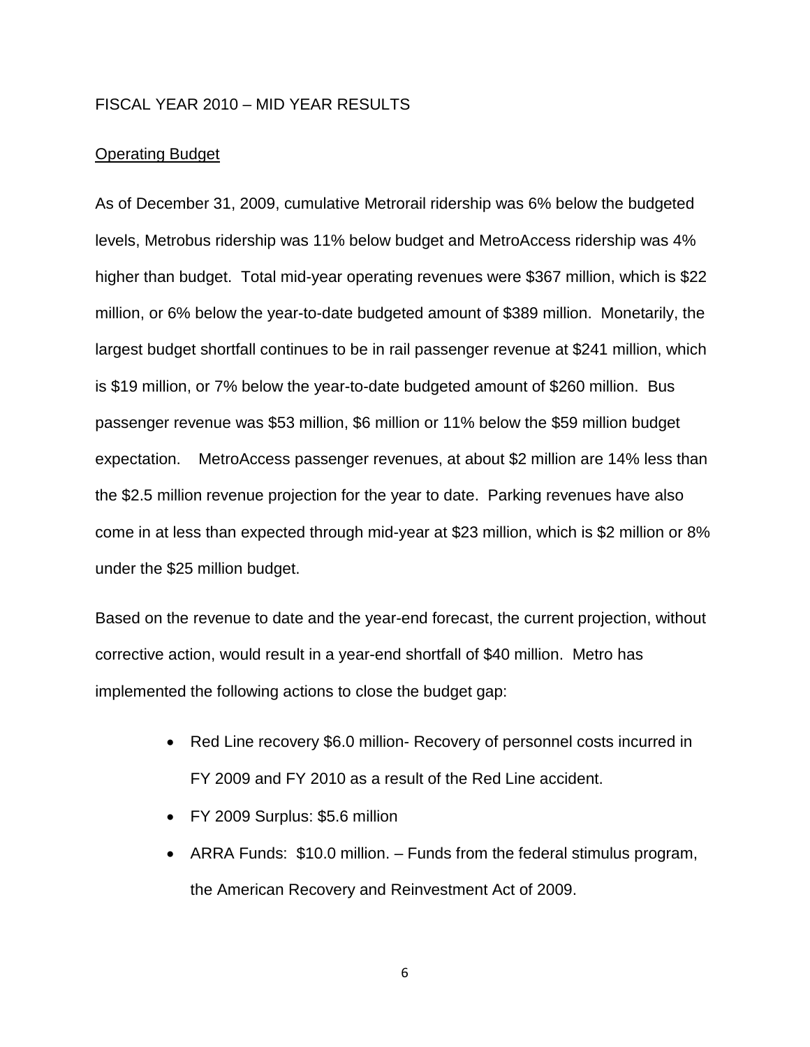FISCAL YEAR 2010 – MID YEAR RESULTS

Operating Budget

As of December 31, 2009, cumulative Metrorail ridership was 6% below the budgeted levels, Metrobus ridership was 11% below budget and MetroAccess ridership was 4% higher than budget. Total mid-year operating revenues were $367 million, which is $22 million, or 6% below the year-to-date budgeted amount of $389 million. Monetarily, the largest budget shortfall continues to be in rail passenger revenue at $241 million, which is $19 million, or 7% below the year-to-date budgeted amount of $260 million. Bus passenger revenue was $53 million, $6 million or 11% below the $59 million budget expectation. MetroAccess passenger revenues, at about $2 million are 14% less than the $2.5 million revenue projection for the year to date. Parking revenues have also come in at less than expected through mid-year at $23 million, which is $2 million or 8% under the $25 million budget.

Based on the revenue to date and the year-end forecast, the current projection, without corrective action, would result in a year-end shortfall of $40 million. Metro has implemented the following actions to close the budget gap:

- Red Line recovery $6.0 million- Recovery of personnel costs incurred in FY 2009 and FY 2010 as a result of the Red Line accident.
- FY 2009 Surplus: $5.6 million
- ARRA Funds: $10.0 million. – Funds from the federal stimulus program, the American Recovery and Reinvestment Act of 2009.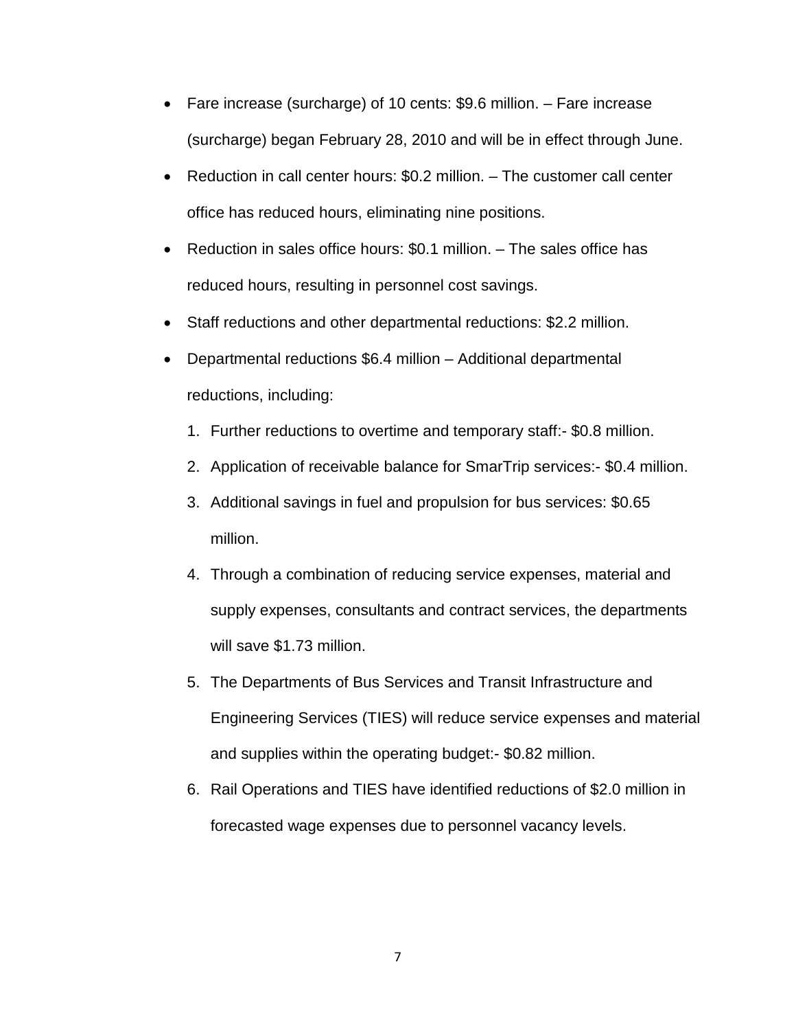- Fare increase (surcharge) of 10 cents: $9.6 million. – Fare increase (surcharge) began February 28, 2010 and will be in effect through June.
- Reduction in call center hours: $0.2 million. – The customer call center office has reduced hours, eliminating nine positions.
- Reduction in sales office hours: $0.1 million. – The sales office has reduced hours, resulting in personnel cost savings.
- Staff reductions and other departmental reductions: $2.2 million.
- Departmental reductions $6.4 million – Additional departmental reductions, including:
    1. Further reductions to overtime and temporary staff:- $0.8 million.
    2. Application of receivable balance for SmarTrip services:- $0.4 million.
    3. Additional savings in fuel and propulsion for bus services: $0.65 million.
    4. Through a combination of reducing service expenses, material and supply expenses, consultants and contract services, the departments will save $1.73 million.
    5. The Departments of Bus Services and Transit Infrastructure and Engineering Services (TIES) will reduce service expenses and material and supplies within the operating budget:- $0.82 million.
    6. Rail Operations and TIES have identified reductions of $2.0 million in forecasted wage expenses due to personnel vacancy levels.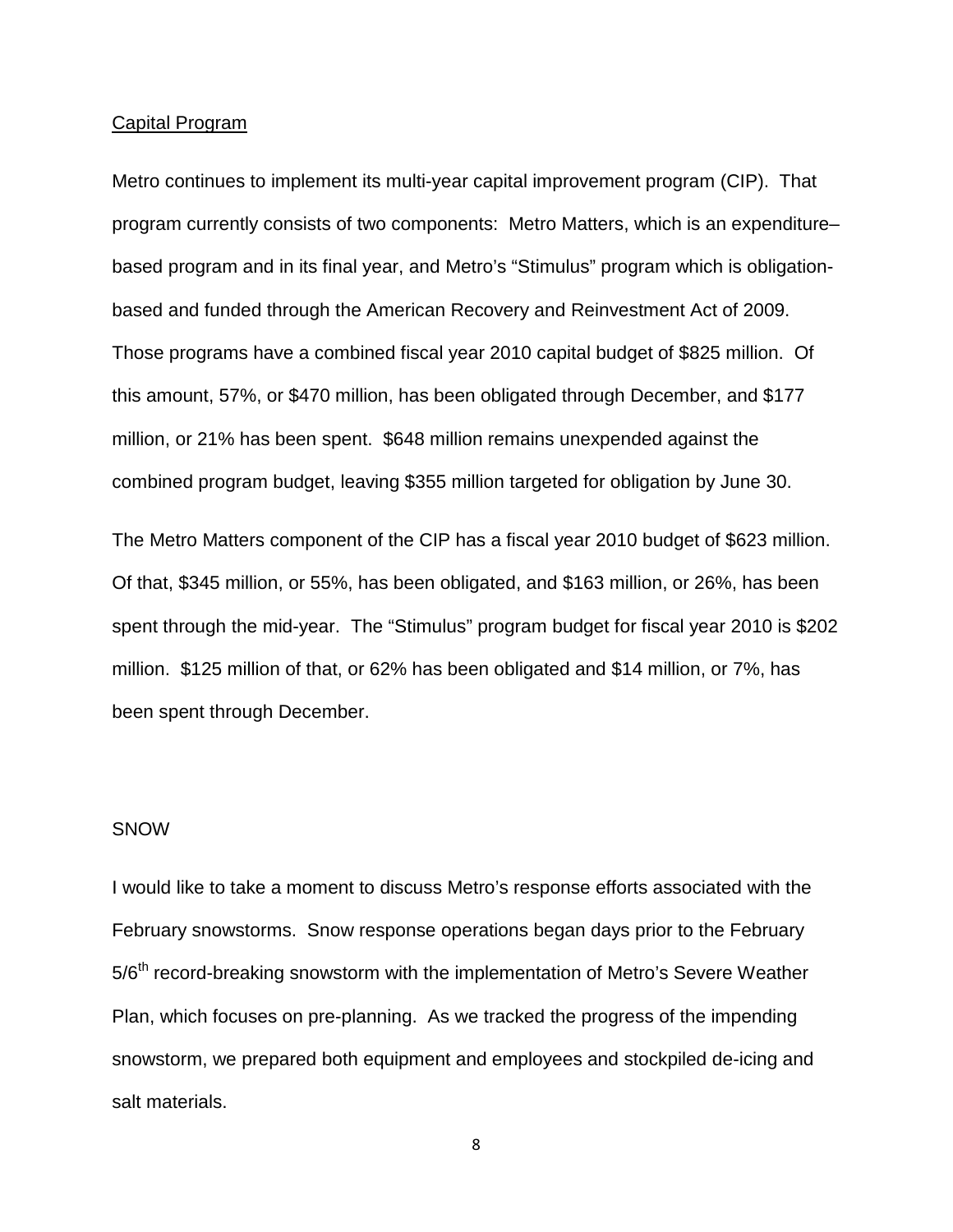<u>Capital Program</u>

Metro continues to implement its multi-year capital improvement program (CIP). That program currently consists of two components: Metro Matters, which is an expenditure–based program and in its final year, and Metro's "Stimulus" program which is obligation-based and funded through the American Recovery and Reinvestment Act of 2009. Those programs have a combined fiscal year 2010 capital budget of $825 million. Of this amount, 57%, or $470 million, has been obligated through December, and $177 million, or 21% has been spent. $648 million remains unexpended against the combined program budget, leaving $355 million targeted for obligation by June 30.

The Metro Matters component of the CIP has a fiscal year 2010 budget of $623 million. Of that, $345 million, or 55%, has been obligated, and $163 million, or 26%, has been spent through the mid-year. The "Stimulus" program budget for fiscal year 2010 is $202 million. $125 million of that, or 62% has been obligated and $14 million, or 7%, has been spent through December.

SNOW

I would like to take a moment to discuss Metro's response efforts associated with the February snowstorms. Snow response operations began days prior to the February 5/6th record-breaking snowstorm with the implementation of Metro's Severe Weather Plan, which focuses on pre-planning. As we tracked the progress of the impending snowstorm, we prepared both equipment and employees and stockpiled de-icing and salt materials.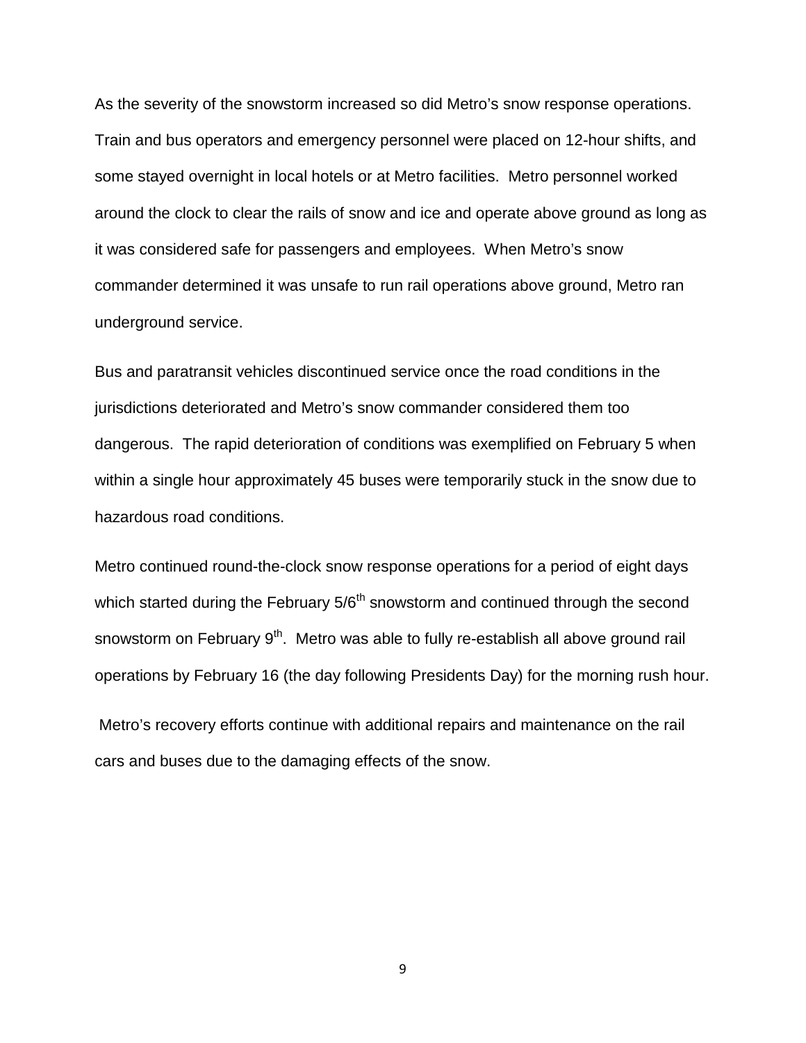As the severity of the snowstorm increased so did Metro's snow response operations. Train and bus operators and emergency personnel were placed on 12-hour shifts, and some stayed overnight in local hotels or at Metro facilities. Metro personnel worked around the clock to clear the rails of snow and ice and operate above ground as long as it was considered safe for passengers and employees. When Metro's snow commander determined it was unsafe to run rail operations above ground, Metro ran underground service.

Bus and paratransit vehicles discontinued service once the road conditions in the jurisdictions deteriorated and Metro's snow commander considered them too dangerous. The rapid deterioration of conditions was exemplified on February 5 when within a single hour approximately 45 buses were temporarily stuck in the snow due to hazardous road conditions.

Metro continued round-the-clock snow response operations for a period of eight days which started during the February 5/6th snowstorm and continued through the second snowstorm on February 9th. Metro was able to fully re-establish all above ground rail operations by February 16 (the day following Presidents Day) for the morning rush hour.

Metro's recovery efforts continue with additional repairs and maintenance on the rail cars and buses due to the damaging effects of the snow.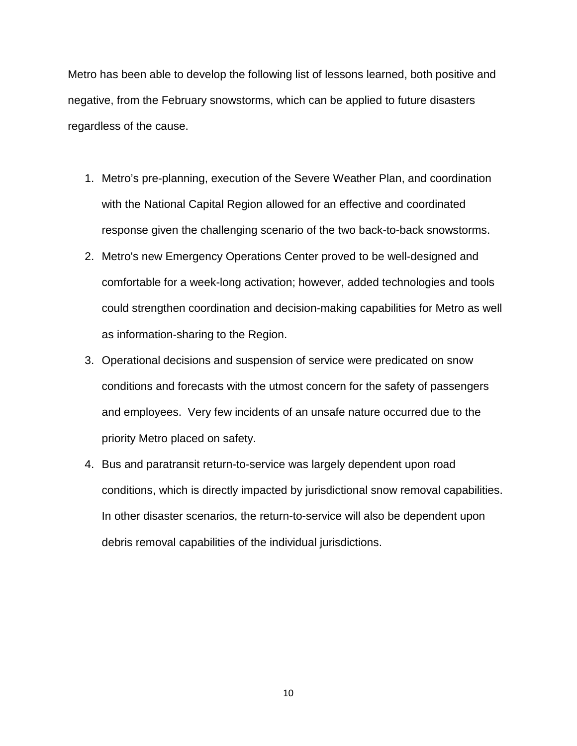Metro has been able to develop the following list of lessons learned, both positive and negative, from the February snowstorms, which can be applied to future disasters regardless of the cause.

1. Metro's pre-planning, execution of the Severe Weather Plan, and coordination with the National Capital Region allowed for an effective and coordinated response given the challenging scenario of the two back-to-back snowstorms.
2. Metro's new Emergency Operations Center proved to be well-designed and comfortable for a week-long activation; however, added technologies and tools could strengthen coordination and decision-making capabilities for Metro as well as information-sharing to the Region.
3. Operational decisions and suspension of service were predicated on snow conditions and forecasts with the utmost concern for the safety of passengers and employees. Very few incidents of an unsafe nature occurred due to the priority Metro placed on safety.
4. Bus and paratransit return-to-service was largely dependent upon road conditions, which is directly impacted by jurisdictional snow removal capabilities. In other disaster scenarios, the return-to-service will also be dependent upon debris removal capabilities of the individual jurisdictions.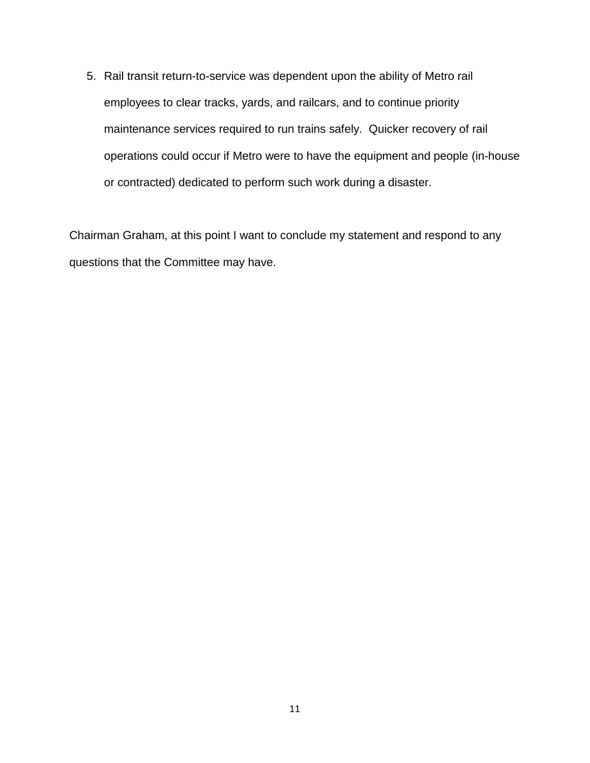5. Rail transit return-to-service was dependent upon the ability of Metro rail employees to clear tracks, yards, and railcars, and to continue priority maintenance services required to run trains safely. Quicker recovery of rail operations could occur if Metro were to have the equipment and people (in-house or contracted) dedicated to perform such work during a disaster.

Chairman Graham, at this point I want to conclude my statement and respond to any questions that the Committee may have.